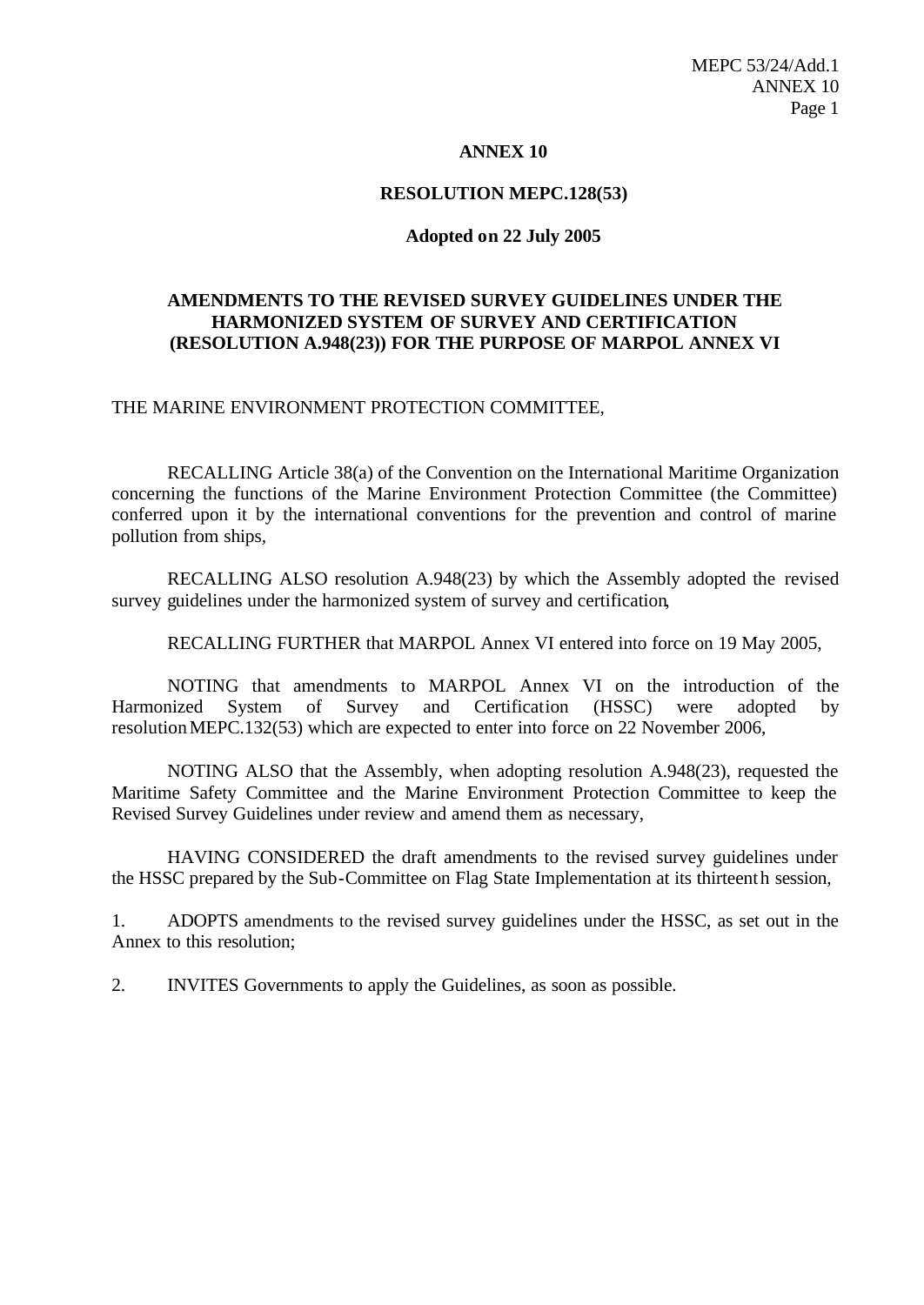# ANNEX 10

## RESOLUTION MEPC.128(53)

**Adopted on 22 July 2005**

## AMENDMENTS TO THE REVISED SURVEY GUIDELINES UNDER THE HARMONIZED SYSTEM OF SURVEY AND CERTIFICATION (RESOLUTION A.948(23)) FOR THE PURPOSE OF MARPOL ANNEX VI

THE MARINE ENVIRONMENT PROTECTION COMMITTEE,

RECALLING Article 38(a) of the Convention on the International Maritime Organization concerning the functions of the Marine Environment Protection Committee (the Committee) conferred upon it by the international conventions for the prevention and control of marine pollution from ships,

RECALLING ALSO resolution A.948(23) by which the Assembly adopted the revised survey guidelines under the harmonized system of survey and certification,

RECALLING FURTHER that MARPOL Annex VI entered into force on 19 May 2005,

NOTING that amendments to MARPOL Annex VI on the introduction of the Harmonized System of Survey and Certification (HSSC) were adopted by resolution MEPC.132(53) which are expected to enter into force on 22 November 2006,

NOTING ALSO that the Assembly, when adopting resolution A.948(23), requested the Maritime Safety Committee and the Marine Environment Protection Committee to keep the Revised Survey Guidelines under review and amend them as necessary,

HAVING CONSIDERED the draft amendments to the revised survey guidelines under the HSSC prepared by the Sub-Committee on Flag State Implementation at its thirteenth session,

1. ADOPTS amendments to the revised survey guidelines under the HSSC, as set out in the Annex to this resolution;

2. INVITES Governments to apply the Guidelines, as soon as possible.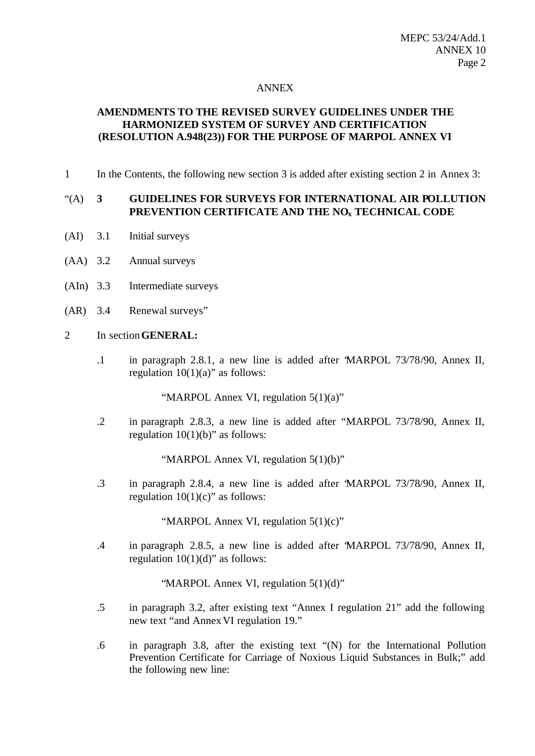ANNEX

**AMENDMENTS TO THE REVISED SURVEY GUIDELINES UNDER THE HARMONIZED SYSTEM OF SURVEY AND CERTIFICATION (RESOLUTION A.948(23)) FOR THE PURPOSE OF MARPOL ANNEX VI**

1 In the Contents, the following new section 3 is added after existing section 2 in Annex 3:

"(A) **3 GUIDELINES FOR SURVEYS FOR INTERNATIONAL AIR POLLUTION PREVENTION CERTIFICATE AND THE $NO_x$ TECHNICAL CODE**

(AI) 3.1 Initial surveys

(AA) 3.2 Annual surveys

(AIn) 3.3 Intermediate surveys

(AR) 3.4 Renewal surveys"

2 In section **GENERAL:**

.1 in paragraph 2.8.1, a new line is added after "MARPOL 73/78/90, Annex II, regulation 10(1)(a)" as follows:

"MARPOL Annex VI, regulation 5(1)(a)"

.2 in paragraph 2.8.3, a new line is added after "MARPOL 73/78/90, Annex II, regulation 10(1)(b)" as follows:

"MARPOL Annex VI, regulation 5(1)(b)"

.3 in paragraph 2.8.4, a new line is added after "MARPOL 73/78/90, Annex II, regulation 10(1)(c)" as follows:

"MARPOL Annex VI, regulation 5(1)(c)"

.4 in paragraph 2.8.5, a new line is added after "MARPOL 73/78/90, Annex II, regulation 10(1)(d)" as follows:

"MARPOL Annex VI, regulation 5(1)(d)"

.5 in paragraph 3.2, after existing text "Annex I regulation 21" add the following new text "and Annex VI regulation 19."

.6 in paragraph 3.8, after the existing text "(N) for the International Pollution Prevention Certificate for Carriage of Noxious Liquid Substances in Bulk;" add the following new line: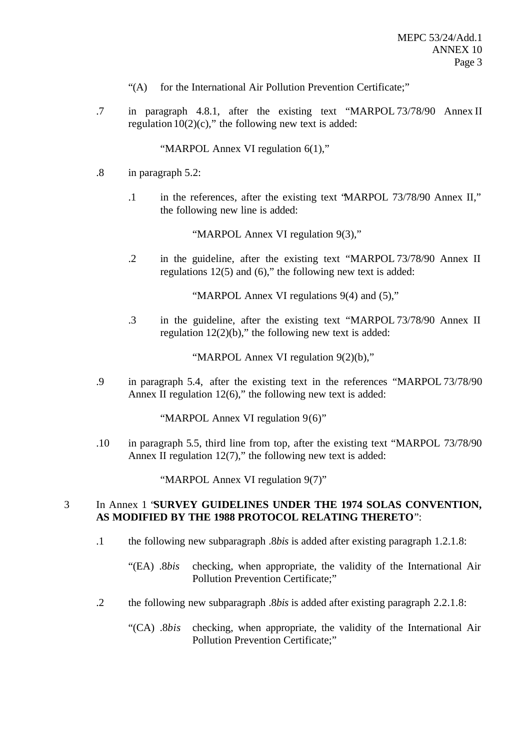"(A) for the International Air Pollution Prevention Certificate;"

.7 in paragraph 4.8.1, after the existing text "MARPOL 73/78/90 Annex II regulation 10(2)(c)," the following new text is added:

"MARPOL Annex VI regulation 6(1),"

.8 in paragraph 5.2:

.1 in the references, after the existing text "MARPOL 73/78/90 Annex II," the following new line is added:

"MARPOL Annex VI regulation 9(3),"

.2 in the guideline, after the existing text "MARPOL 73/78/90 Annex II regulations 12(5) and (6)," the following new text is added:

"MARPOL Annex VI regulations 9(4) and (5),"

.3 in the guideline, after the existing text "MARPOL 73/78/90 Annex II regulation 12(2)(b)," the following new text is added:

"MARPOL Annex VI regulation 9(2)(b),"

.9 in paragraph 5.4, after the existing text in the references "MARPOL 73/78/90 Annex II regulation 12(6)," the following new text is added:

"MARPOL Annex VI regulation 9(6)"

.10 in paragraph 5.5, third line from top, after the existing text "MARPOL 73/78/90 Annex II regulation 12(7)," the following new text is added:

"MARPOL Annex VI regulation 9(7)"

3 In Annex 1 "**SURVEY GUIDELINES UNDER THE 1974 SOLAS CONVENTION, AS MODIFIED BY THE 1988 PROTOCOL RELATING THERETO**":

.1 the following new subparagraph .8*bis* is added after existing paragraph 1.2.1.8:

"(EA) .8*bis* checking, when appropriate, the validity of the International Air Pollution Prevention Certificate;"

.2 the following new subparagraph .8*bis* is added after existing paragraph 2.2.1.8:

"(CA) .8*bis* checking, when appropriate, the validity of the International Air Pollution Prevention Certificate;"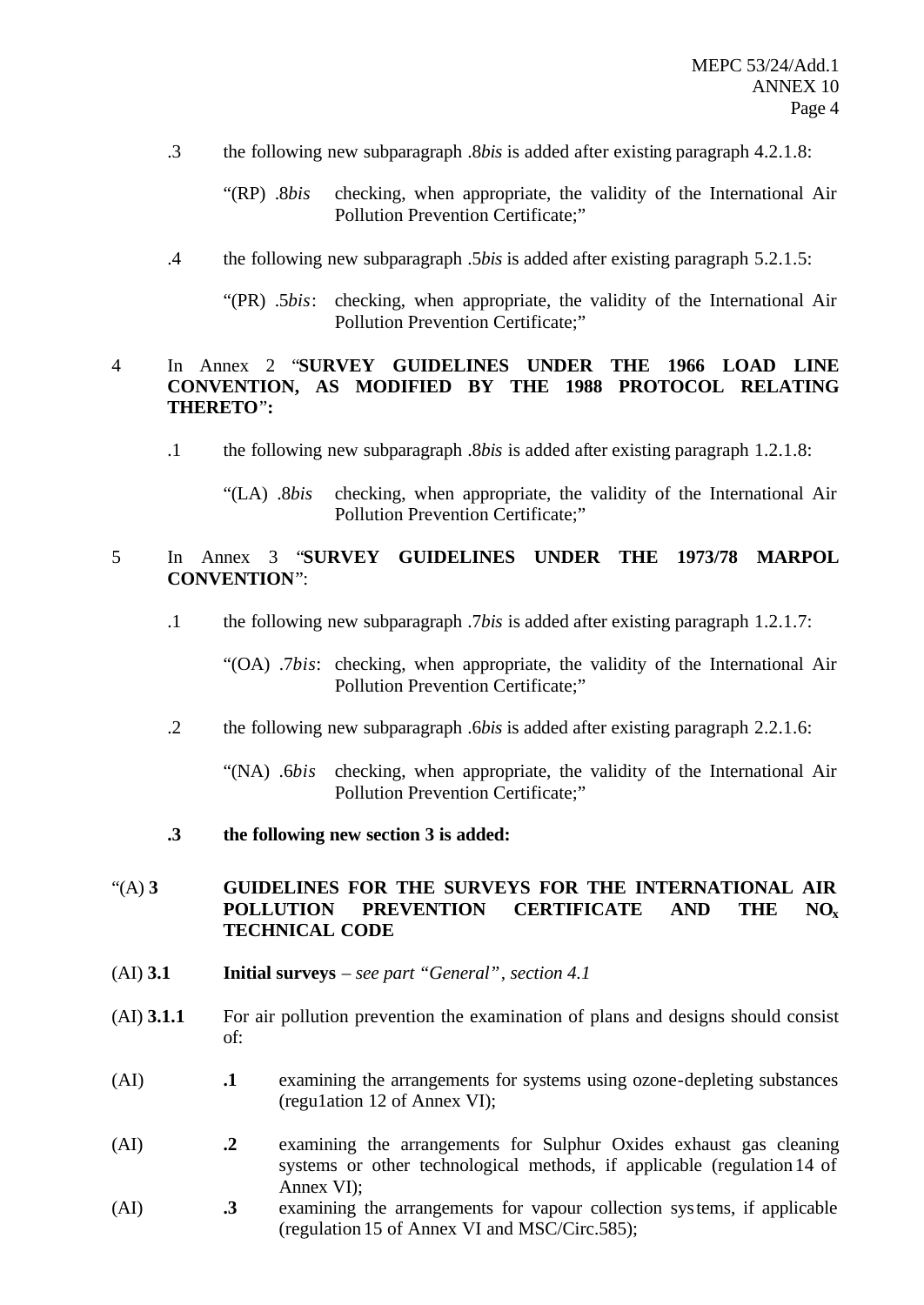.3 the following new subparagraph .8*bis* is added after existing paragraph 4.2.1.8:

"(RP) .8*bis* checking, when appropriate, the validity of the International Air Pollution Prevention Certificate;"

.4 the following new subparagraph .5*bis* is added after existing paragraph 5.2.1.5:

"(PR) .5*bis*: checking, when appropriate, the validity of the International Air Pollution Prevention Certificate;"

4 In Annex 2 "**SURVEY GUIDELINES UNDER THE 1966 LOAD LINE CONVENTION, AS MODIFIED BY THE 1988 PROTOCOL RELATING THERETO**":

.1 the following new subparagraph .8*bis* is added after existing paragraph 1.2.1.8:

"(LA) .8*bis* checking, when appropriate, the validity of the International Air Pollution Prevention Certificate;"

5 In Annex 3 "**SURVEY GUIDELINES UNDER THE 1973/78 MARPOL CONVENTION**":

.1 the following new subparagraph .7*bis* is added after existing paragraph 1.2.1.7:

"(OA) .7*bis*: checking, when appropriate, the validity of the International Air Pollution Prevention Certificate;"

.2 the following new subparagraph .6*bis* is added after existing paragraph 2.2.1.6:

"(NA) .6*bis* checking, when appropriate, the validity of the International Air Pollution Prevention Certificate;"

**.3 the following new section 3 is added:**

"(A) **3 GUIDELINES FOR THE SURVEYS FOR THE INTERNATIONAL AIR POLLUTION PREVENTION CERTIFICATE AND THE $NO_x$ TECHNICAL CODE**

(AI) **3.1 Initial surveys** – *see part "General", section 4.1*

(AI) **3.1.1** For air pollution prevention the examination of plans and designs should consist of:

(AI) **.1** examining the arrangements for systems using ozone-depleting substances (regu1ation 12 of Annex VI);

(AI) **.2** examining the arrangements for Sulphur Oxides exhaust gas cleaning systems or other technological methods, if applicable (regulation 14 of Annex VI);

(AI) **.3** examining the arrangements for vapour collection systems, if applicable (regulation 15 of Annex VI and MSC/Circ.585);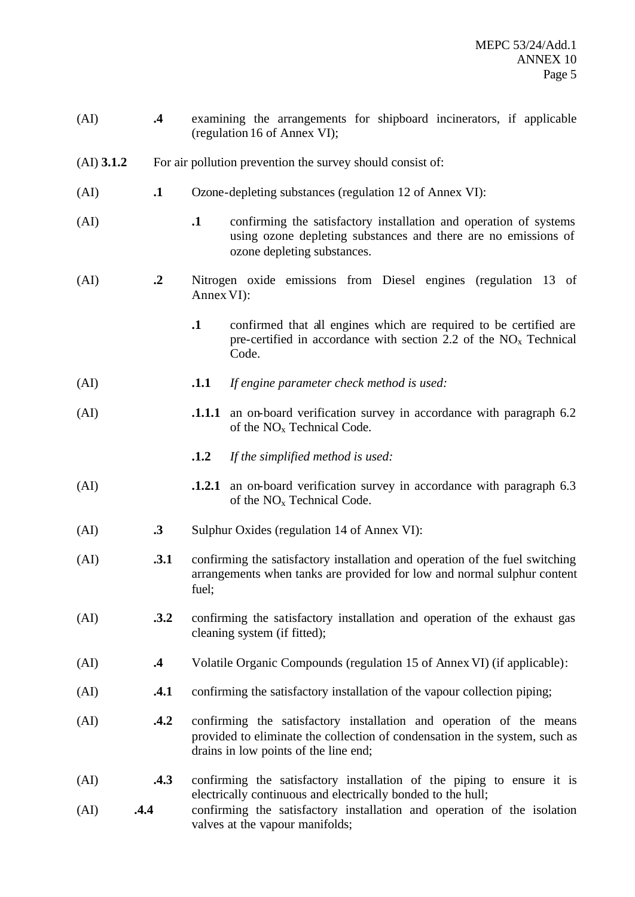(AI) .4 examining the arrangements for shipboard incinerators, if applicable (regulation 16 of Annex VI);

(AI) **3.1.2** For air pollution prevention the survey should consist of:

(AI) **.1** Ozone-depleting substances (regulation 12 of Annex VI):

(AI) **.1** confirming the satisfactory installation and operation of systems using ozone depleting substances and there are no emissions of ozone depleting substances.

(AI) **.2** Nitrogen oxide emissions from Diesel engines (regulation 13 of Annex VI):

**.1** confirmed that all engines which are required to be certified are pre-certified in accordance with section 2.2 of the $NO_x$ Technical Code.

(AI) **.1.1** *If engine parameter check method is used:*

(AI) **.1.1.1** an on-board verification survey in accordance with paragraph 6.2 of the $NO_x$ Technical Code.

**.1.2** *If the simplified method is used:*

(AI) **.1.2.1** an on-board verification survey in accordance with paragraph 6.3 of the $NO_x$ Technical Code.

(AI) **.3** Sulphur Oxides (regulation 14 of Annex VI):

(AI) **.3.1** confirming the satisfactory installation and operation of the fuel switching arrangements when tanks are provided for low and normal sulphur content fuel;

(AI) **.3.2** confirming the satisfactory installation and operation of the exhaust gas cleaning system (if fitted);

(AI) **.4** Volatile Organic Compounds (regulation 15 of Annex VI) (if applicable):

(AI) **.4.1** confirming the satisfactory installation of the vapour collection piping;

(AI) **.4.2** confirming the satisfactory installation and operation of the means provided to eliminate the collection of condensation in the system, such as drains in low points of the line end;

(AI) **.4.3** confirming the satisfactory installation of the piping to ensure it is electrically continuous and electrically bonded to the hull;

(AI) **.4.4** confirming the satisfactory installation and operation of the isolation valves at the vapour manifolds;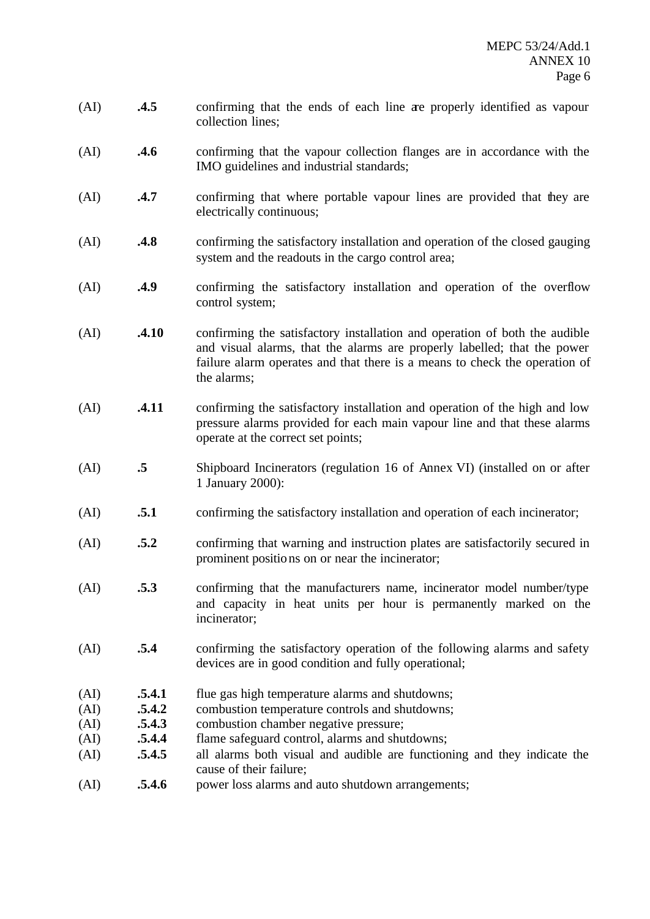(AI) **.4.5** confirming that the ends of each line are properly identified as vapour collection lines;

(AI) **.4.6** confirming that the vapour collection flanges are in accordance with the IMO guidelines and industrial standards;

(AI) **.4.7** confirming that where portable vapour lines are provided that they are electrically continuous;

(AI) **.4.8** confirming the satisfactory installation and operation of the closed gauging system and the readouts in the cargo control area;

(AI) **.4.9** confirming the satisfactory installation and operation of the overflow control system;

(AI) **.4.10** confirming the satisfactory installation and operation of both the audible and visual alarms, that the alarms are properly labelled; that the power failure alarm operates and that there is a means to check the operation of the alarms;

(AI) **.4.11** confirming the satisfactory installation and operation of the high and low pressure alarms provided for each main vapour line and that these alarms operate at the correct set points;

(AI) **.5** Shipboard Incinerators (regulation 16 of Annex VI) (installed on or after 1 January 2000):

(AI) **.5.1** confirming the satisfactory installation and operation of each incinerator;

(AI) **.5.2** confirming that warning and instruction plates are satisfactorily secured in prominent positions on or near the incinerator;

(AI) **.5.3** confirming that the manufacturers name, incinerator model number/type and capacity in heat units per hour is permanently marked on the incinerator;

(AI) **.5.4** confirming the satisfactory operation of the following alarms and safety devices are in good condition and fully operational;

(AI) **.5.4.1** flue gas high temperature alarms and shutdowns;

(AI) **.5.4.2** combustion temperature controls and shutdowns;

(AI) **.5.4.3** combustion chamber negative pressure;

(AI) **.5.4.4** flame safeguard control, alarms and shutdowns;

(AI) **.5.4.5** all alarms both visual and audible are functioning and they indicate the cause of their failure;

(AI) **.5.4.6** power loss alarms and auto shutdown arrangements;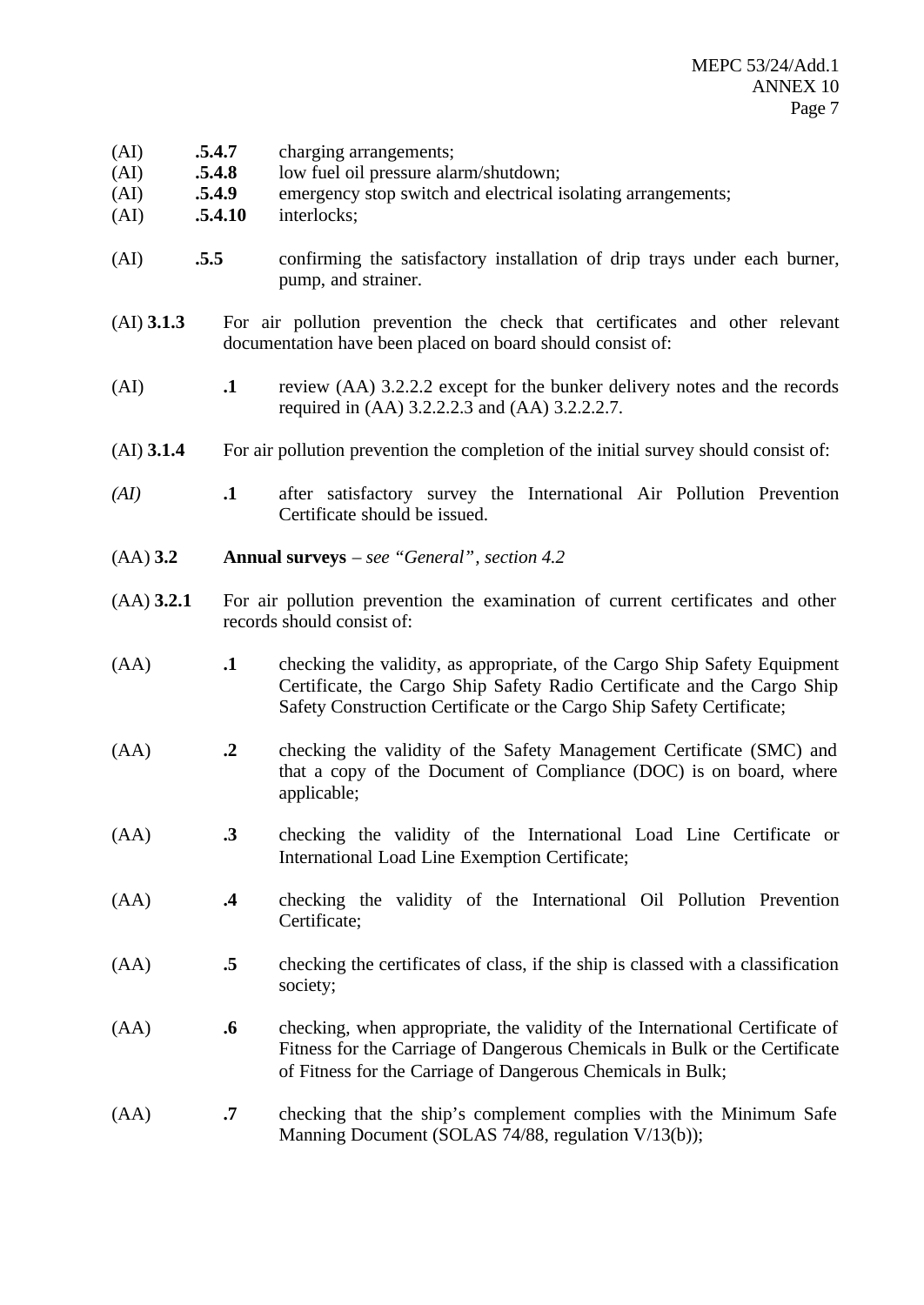(AI) **.5.4.7** charging arrangements;
(AI) **.5.4.8** low fuel oil pressure alarm/shutdown;
(AI) **.5.4.9** emergency stop switch and electrical isolating arrangements;
(AI) **.5.4.10** interlocks;

(AI) **.5.5** confirming the satisfactory installation of drip trays under each burner, pump, and strainer.

(AI) **3.1.3** For air pollution prevention the check that certificates and other relevant documentation have been placed on board should consist of:

(AI) **.1** review (AA) 3.2.2.2 except for the bunker delivery notes and the records required in (AA) 3.2.2.2.3 and (AA) 3.2.2.2.7.

(AI) **3.1.4** For air pollution prevention the completion of the initial survey should consist of:

*(AI)* **.1** after satisfactory survey the International Air Pollution Prevention Certificate should be issued.

(AA) **3.2** **Annual surveys** – *see "General", section 4.2*

(AA) **3.2.1** For air pollution prevention the examination of current certificates and other records should consist of:

(AA) **.1** checking the validity, as appropriate, of the Cargo Ship Safety Equipment Certificate, the Cargo Ship Safety Radio Certificate and the Cargo Ship Safety Construction Certificate or the Cargo Ship Safety Certificate;

(AA) **.2** checking the validity of the Safety Management Certificate (SMC) and that a copy of the Document of Compliance (DOC) is on board, where applicable;

(AA) **.3** checking the validity of the International Load Line Certificate or International Load Line Exemption Certificate;

(AA) **.4** checking the validity of the International Oil Pollution Prevention Certificate;

(AA) **.5** checking the certificates of class, if the ship is classed with a classification society;

(AA) **.6** checking, when appropriate, the validity of the International Certificate of Fitness for the Carriage of Dangerous Chemicals in Bulk or the Certificate of Fitness for the Carriage of Dangerous Chemicals in Bulk;

(AA) **.7** checking that the ship's complement complies with the Minimum Safe Manning Document (SOLAS 74/88, regulation V/13(b));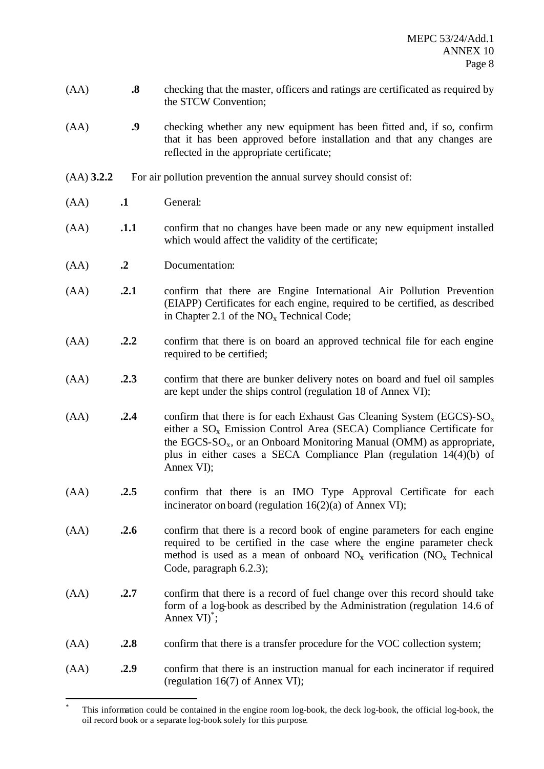(AA) **.8** checking that the master, officers and ratings are certificated as required by the STCW Convention;

(AA) **.9** checking whether any new equipment has been fitted and, if so, confirm that it has been approved before installation and that any changes are reflected in the appropriate certificate;

(AA) **3.2.2** For air pollution prevention the annual survey should consist of:

(AA) **.1** General:

(AA) **.1.1** confirm that no changes have been made or any new equipment installed which would affect the validity of the certificate;

(AA) **.2** Documentation:

(AA) **.2.1** confirm that there are Engine International Air Pollution Prevention (EIAPP) Certificates for each engine, required to be certified, as described in Chapter 2.1 of the $NO_x$ Technical Code;

(AA) **.2.2** confirm that there is on board an approved technical file for each engine required to be certified;

(AA) **.2.3** confirm that there are bunker delivery notes on board and fuel oil samples are kept under the ships control (regulation 18 of Annex VI);

(AA) **.2.4** confirm that there is for each Exhaust Gas Cleaning System (EGCS)-$SO_x$ either a $SO_x$ Emission Control Area (SECA) Compliance Certificate for the EGCS-$SO_x$, or an Onboard Monitoring Manual (OMM) as appropriate, plus in either cases a SECA Compliance Plan (regulation 14(4)(b) of Annex VI);

(AA) **.2.5** confirm that there is an IMO Type Approval Certificate for each incinerator on board (regulation 16(2)(a) of Annex VI);

(AA) **.2.6** confirm that there is a record book of engine parameters for each engine required to be certified in the case where the engine parameter check method is used as a mean of onboard $NO_x$ verification ($NO_x$ Technical Code, paragraph 6.2.3);

(AA) **.2.7** confirm that there is a record of fuel change over this record should take form of a log-book as described by the Administration (regulation 14.6 of Annex VI)*;

(AA) **.2.8** confirm that there is a transfer procedure for the VOC collection system;

(AA) **.2.9** confirm that there is an instruction manual for each incinerator if required (regulation 16(7) of Annex VI);

---

\* This information could be contained in the engine room log-book, the deck log-book, the official log-book, the oil record book or a separate log-book solely for this purpose.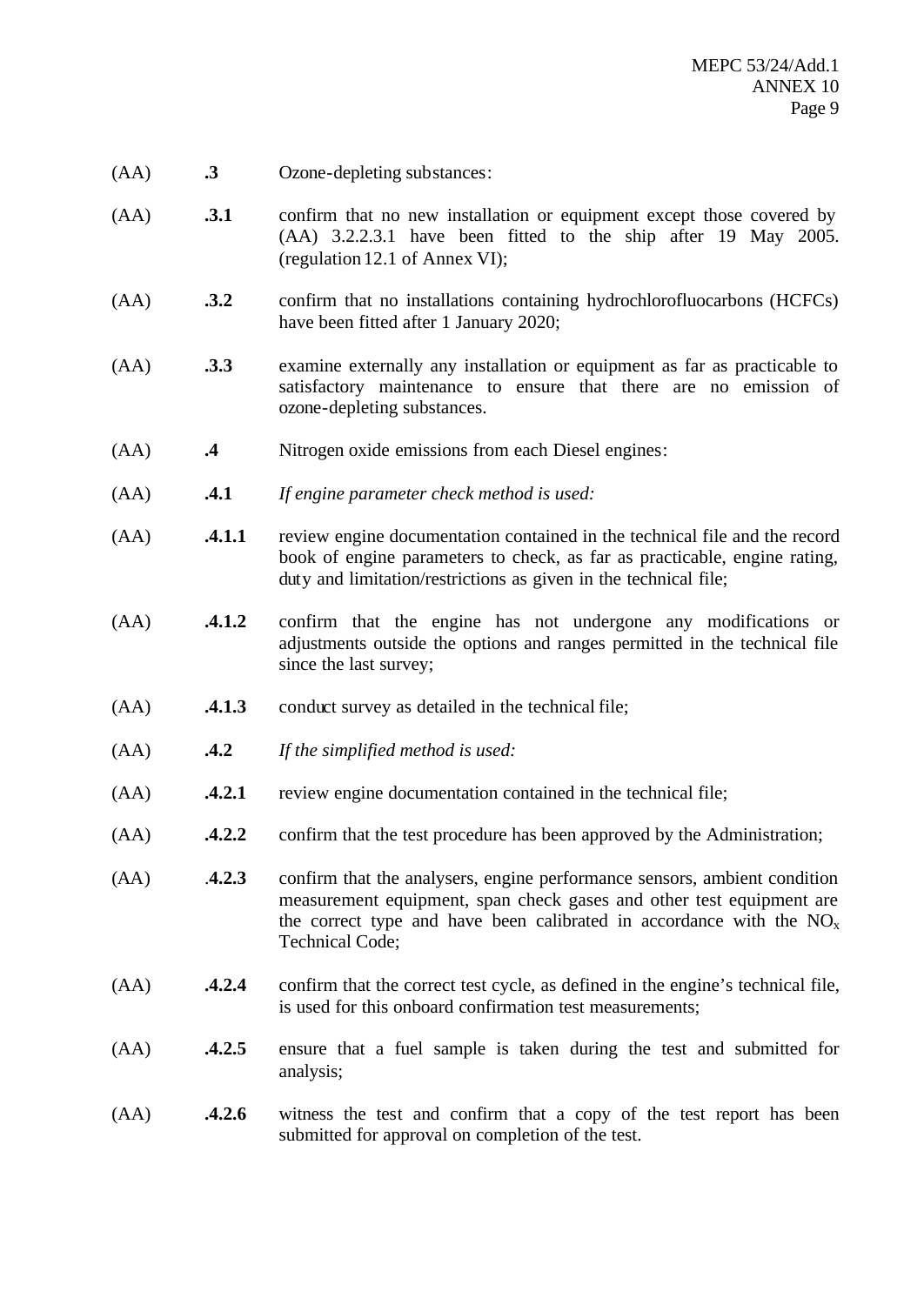(AA) **.3** Ozone-depleting substances:

(AA) **.3.1** confirm that no new installation or equipment except those covered by (AA) 3.2.2.3.1 have been fitted to the ship after 19 May 2005. (regulation 12.1 of Annex VI);

(AA) **.3.2** confirm that no installations containing hydrochlorofluocarbons (HCFCs) have been fitted after 1 January 2020;

(AA) **.3.3** examine externally any installation or equipment as far as practicable to satisfactory maintenance to ensure that there are no emission of ozone-depleting substances.

(AA) **.4** Nitrogen oxide emissions from each Diesel engines:

(AA) **.4.1** *If engine parameter check method is used:*

(AA) **.4.1.1** review engine documentation contained in the technical file and the record book of engine parameters to check, as far as practicable, engine rating, duty and limitation/restrictions as given in the technical file;

(AA) **.4.1.2** confirm that the engine has not undergone any modifications or adjustments outside the options and ranges permitted in the technical file since the last survey;

(AA) **.4.1.3** conduct survey as detailed in the technical file;

(AA) **.4.2** *If the simplified method is used:*

(AA) **.4.2.1** review engine documentation contained in the technical file;

(AA) **.4.2.2** confirm that the test procedure has been approved by the Administration;

(AA) **.4.2.3** confirm that the analysers, engine performance sensors, ambient condition measurement equipment, span check gases and other test equipment are the correct type and have been calibrated in accordance with the $NO_x$ Technical Code;

(AA) **.4.2.4** confirm that the correct test cycle, as defined in the engine's technical file, is used for this onboard confirmation test measurements;

(AA) **.4.2.5** ensure that a fuel sample is taken during the test and submitted for analysis;

(AA) **.4.2.6** witness the test and confirm that a copy of the test report has been submitted for approval on completion of the test.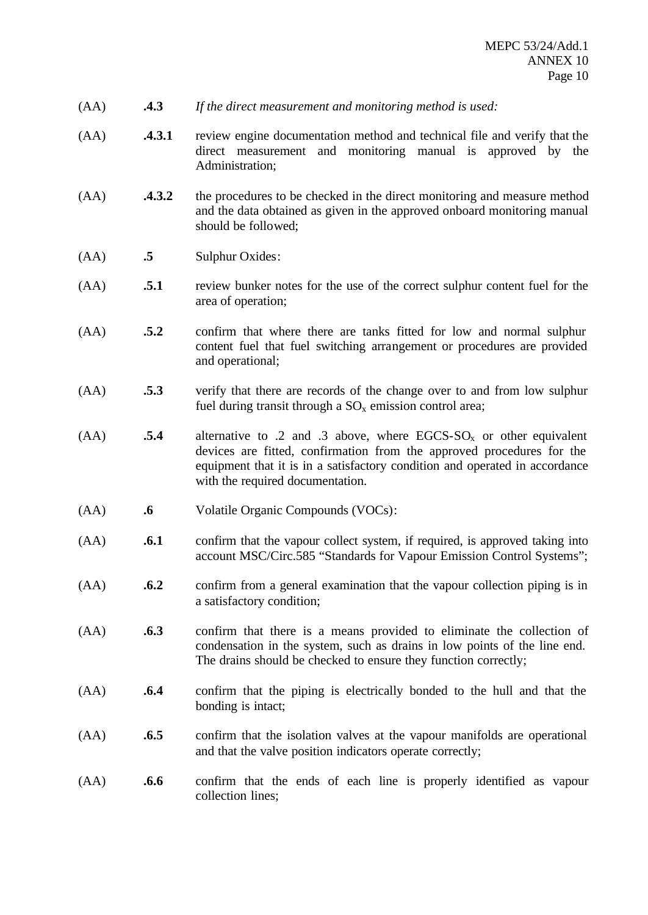(AA) **.4.3** *If the direct measurement and monitoring method is used:*

(AA) **.4.3.1** review engine documentation method and technical file and verify that the direct measurement and monitoring manual is approved by the Administration;

(AA) **.4.3.2** the procedures to be checked in the direct monitoring and measure method and the data obtained as given in the approved onboard monitoring manual should be followed;

(AA) **.5** Sulphur Oxides:

(AA) **.5.1** review bunker notes for the use of the correct sulphur content fuel for the area of operation;

(AA) **.5.2** confirm that where there are tanks fitted for low and normal sulphur content fuel that fuel switching arrangement or procedures are provided and operational;

(AA) **.5.3** verify that there are records of the change over to and from low sulphur fuel during transit through a $SO_x$ emission control area;

(AA) **.5.4** alternative to .2 and .3 above, where EGCS-$SO_x$ or other equivalent devices are fitted, confirmation from the approved procedures for the equipment that it is in a satisfactory condition and operated in accordance with the required documentation.

(AA) **.6** Volatile Organic Compounds (VOCs):

(AA) **.6.1** confirm that the vapour collect system, if required, is approved taking into account MSC/Circ.585 "Standards for Vapour Emission Control Systems";

(AA) **.6.2** confirm from a general examination that the vapour collection piping is in a satisfactory condition;

(AA) **.6.3** confirm that there is a means provided to eliminate the collection of condensation in the system, such as drains in low points of the line end. The drains should be checked to ensure they function correctly;

(AA) **.6.4** confirm that the piping is electrically bonded to the hull and that the bonding is intact;

(AA) **.6.5** confirm that the isolation valves at the vapour manifolds are operational and that the valve position indicators operate correctly;

(AA) **.6.6** confirm that the ends of each line is properly identified as vapour collection lines;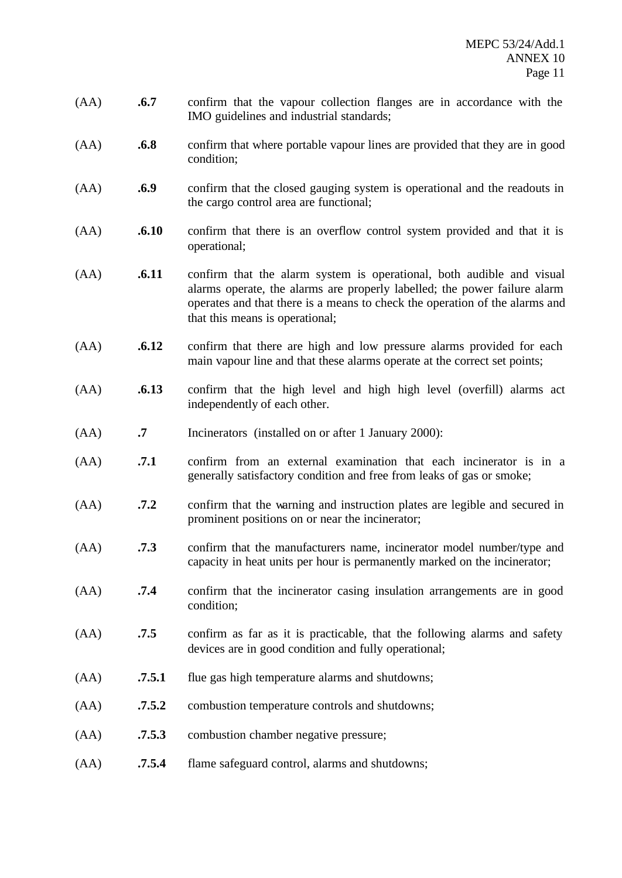(AA) **.6.7** confirm that the vapour collection flanges are in accordance with the IMO guidelines and industrial standards;

(AA) **.6.8** confirm that where portable vapour lines are provided that they are in good condition;

(AA) **.6.9** confirm that the closed gauging system is operational and the readouts in the cargo control area are functional;

(AA) **.6.10** confirm that there is an overflow control system provided and that it is operational;

(AA) **.6.11** confirm that the alarm system is operational, both audible and visual alarms operate, the alarms are properly labelled; the power failure alarm operates and that there is a means to check the operation of the alarms and that this means is operational;

(AA) **.6.12** confirm that there are high and low pressure alarms provided for each main vapour line and that these alarms operate at the correct set points;

(AA) **.6.13** confirm that the high level and high high level (overfill) alarms act independently of each other.

(AA) **.7** Incinerators (installed on or after 1 January 2000):

(AA) **.7.1** confirm from an external examination that each incinerator is in a generally satisfactory condition and free from leaks of gas or smoke;

(AA) **.7.2** confirm that the warning and instruction plates are legible and secured in prominent positions on or near the incinerator;

(AA) **.7.3** confirm that the manufacturers name, incinerator model number/type and capacity in heat units per hour is permanently marked on the incinerator;

(AA) **.7.4** confirm that the incinerator casing insulation arrangements are in good condition;

(AA) **.7.5** confirm as far as it is practicable, that the following alarms and safety devices are in good condition and fully operational;

(AA) **.7.5.1** flue gas high temperature alarms and shutdowns;

(AA) **.7.5.2** combustion temperature controls and shutdowns;

(AA) **.7.5.3** combustion chamber negative pressure;

(AA) **.7.5.4** flame safeguard control, alarms and shutdowns;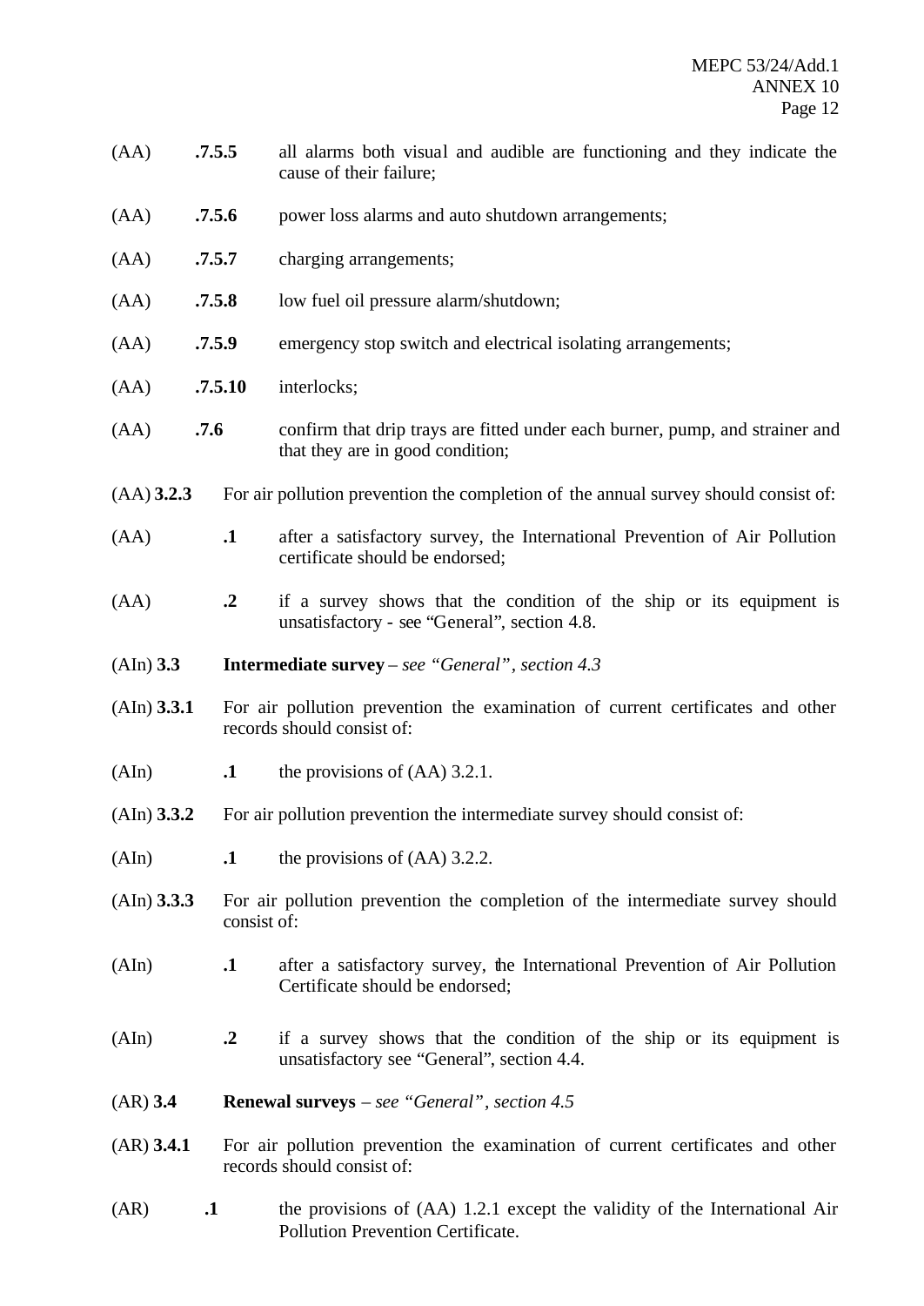(AA) **.7.5.5** all alarms both visual and audible are functioning and they indicate the cause of their failure;

(AA) **.7.5.6** power loss alarms and auto shutdown arrangements;

(AA) **.7.5.7** charging arrangements;

(AA) **.7.5.8** low fuel oil pressure alarm/shutdown;

(AA) **.7.5.9** emergency stop switch and electrical isolating arrangements;

(AA) **.7.5.10** interlocks;

(AA) **.7.6** confirm that drip trays are fitted under each burner, pump, and strainer and that they are in good condition;

(AA) **3.2.3** For air pollution prevention the completion of the annual survey should consist of:

(AA) **.1** after a satisfactory survey, the International Prevention of Air Pollution certificate should be endorsed;

(AA) **.2** if a survey shows that the condition of the ship or its equipment is unsatisfactory - see "General", section 4.8.

(AIn) **3.3** **Intermediate survey** – *see "General", section 4.3*

(AIn) **3.3.1** For air pollution prevention the examination of current certificates and other records should consist of:

(AIn) **.1** the provisions of (AA) 3.2.1.

(AIn) **3.3.2** For air pollution prevention the intermediate survey should consist of:

(AIn) **.1** the provisions of (AA) 3.2.2.

(AIn) **3.3.3** For air pollution prevention the completion of the intermediate survey should consist of:

(AIn) **.1** after a satisfactory survey, the International Prevention of Air Pollution Certificate should be endorsed;

(AIn) **.2** if a survey shows that the condition of the ship or its equipment is unsatisfactory see "General", section 4.4.

(AR) **3.4** **Renewal surveys** – *see "General", section 4.5*

(AR) **3.4.1** For air pollution prevention the examination of current certificates and other records should consist of:

(AR) **.1** the provisions of (AA) 1.2.1 except the validity of the International Air Pollution Prevention Certificate.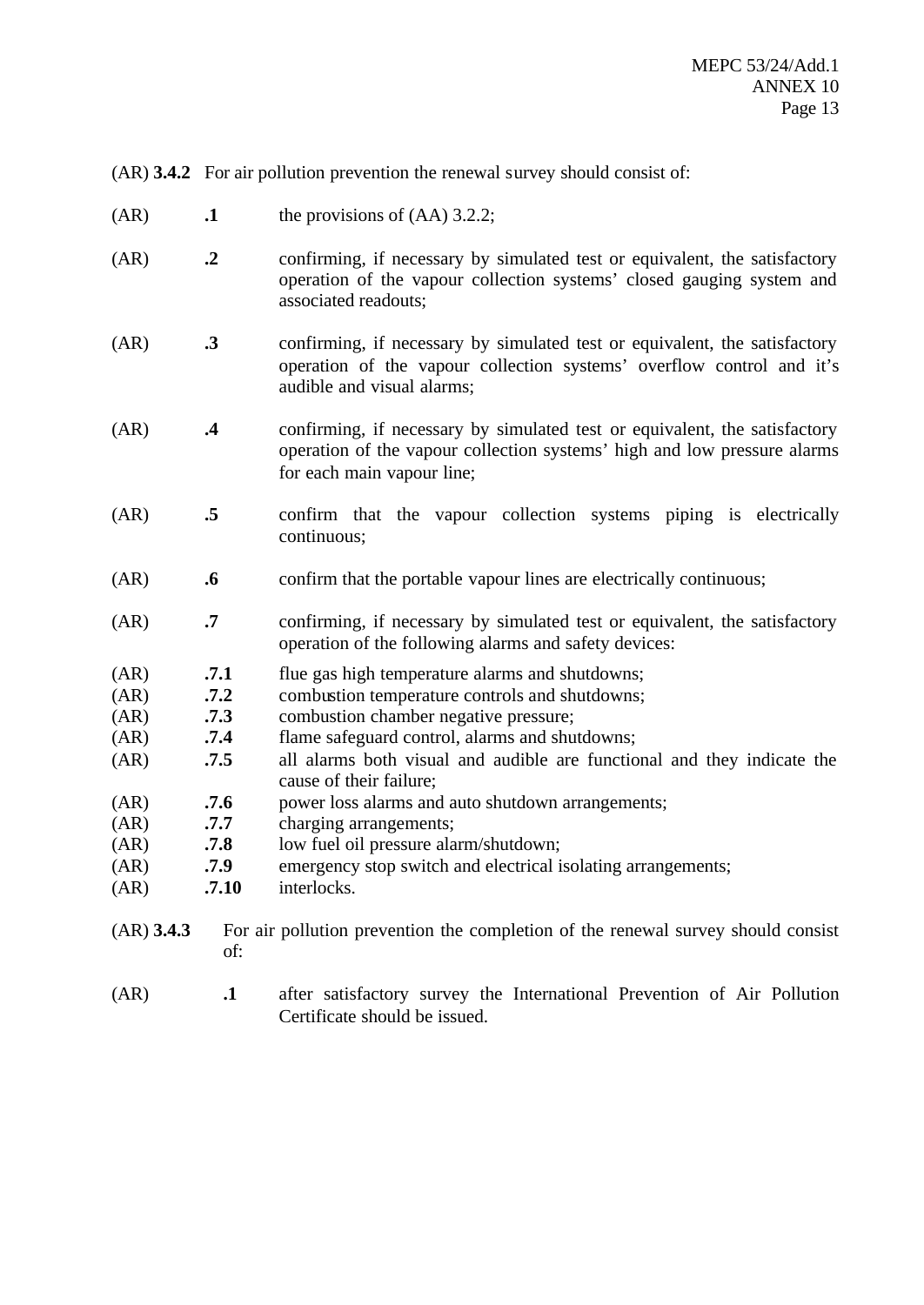(AR) **3.4.2** For air pollution prevention the renewal survey should consist of:

(AR) **.1** the provisions of (AA) 3.2.2;

(AR) **.2** confirming, if necessary by simulated test or equivalent, the satisfactory operation of the vapour collection systems' closed gauging system and associated readouts;

(AR) **.3** confirming, if necessary by simulated test or equivalent, the satisfactory operation of the vapour collection systems' overflow control and it's audible and visual alarms;

(AR) **.4** confirming, if necessary by simulated test or equivalent, the satisfactory operation of the vapour collection systems' high and low pressure alarms for each main vapour line;

(AR) **.5** confirm that the vapour collection systems piping is electrically continuous;

(AR) **.6** confirm that the portable vapour lines are electrically continuous;

(AR) **.7** confirming, if necessary by simulated test or equivalent, the satisfactory operation of the following alarms and safety devices:

(AR) **.7.1** flue gas high temperature alarms and shutdowns;
(AR) **.7.2** combustion temperature controls and shutdowns;
(AR) **.7.3** combustion chamber negative pressure;
(AR) **.7.4** flame safeguard control, alarms and shutdowns;
(AR) **.7.5** all alarms both visual and audible are functional and they indicate the cause of their failure;
(AR) **.7.6** power loss alarms and auto shutdown arrangements;
(AR) **.7.7** charging arrangements;
(AR) **.7.8** low fuel oil pressure alarm/shutdown;
(AR) **.7.9** emergency stop switch and electrical isolating arrangements;
(AR) **.7.10** interlocks.

(AR) **3.4.3** For air pollution prevention the completion of the renewal survey should consist of:

(AR) **.1** after satisfactory survey the International Prevention of Air Pollution Certificate should be issued.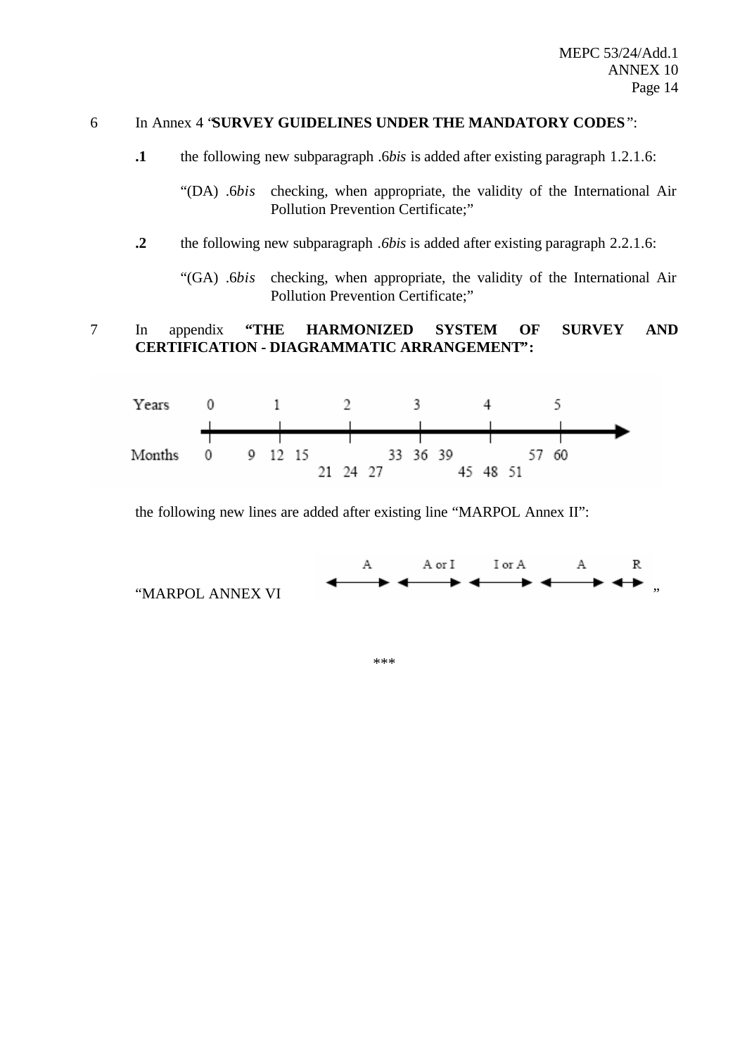6 In Annex 4 "**SURVEY GUIDELINES UNDER THE MANDATORY CODES**":

**.1** the following new subparagraph .6*bis* is added after existing paragraph 1.2.1.6:

"(DA) .6*bis* checking, when appropriate, the validity of the International Air Pollution Prevention Certificate;"

**.2** the following new subparagraph .6*bis* is added after existing paragraph 2.2.1.6:

"(GA) .6*bis* checking, when appropriate, the validity of the International Air Pollution Prevention Certificate;"

7 In appendix **"THE HARMONIZED SYSTEM OF SURVEY AND CERTIFICATION - DIAGRAMMATIC ARRANGEMENT":**

Years 0 1 2 3 4 5

Months 0 9 12 15 21 24 27 33 36 39 45 48 51 57 60

the following new lines are added after existing line "MARPOL Annex II":

"MARPOL ANNEX VI

A A or I I or A A R"

\*\*\*